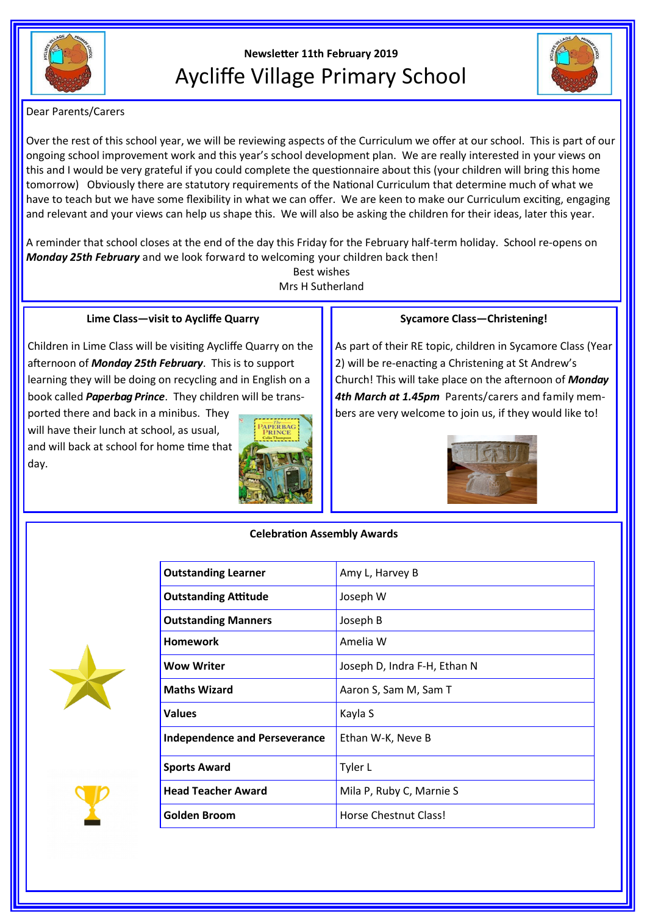Newsletter 11th February 2019

# Aycliffe Village Primary School

Dear Parents/Carers

Over the rest of this school year, we will be reviewing aspects of the Curriculum we offer at our school. This is part of our ongoing school improvement work and this year's school development plan. We are really interested in your views on this and I would be very grateful if you could complete the questionnaire about this (your children will bring this home tomorrow) Obviously there are statutory requirements of the National Curriculum that determine much of what we have to teach but we have some flexibility in what we can offer. We are keen to make our Curriculum exciting, engaging and relevant and your views can help us shape this. We will also be asking the children for their ideas, later this year.

A reminder that school closes at the end of the day this Friday for the February half-term holiday. School re-opens on ***Monday 25th February*** and we look forward to welcoming your children back then!

Best wishes
Mrs H Sutherland

## Lime Class—visit to Aycliffe Quarry

Children in Lime Class will be visiting Aycliffe Quarry on the afternoon of ***Monday 25th February***. This is to support learning they will be doing on recycling and in English on a book called ***Paperbag Prince***. They children will be transported there and back in a minibus. They will have their lunch at school, as usual, and will back at school for home time that day.

## Sycamore Class—Christening!

As part of their RE topic, children in Sycamore Class (Year 2) will be re-enacting a Christening at St Andrew's Church! This will take place on the afternoon of ***Monday 4th March at 1.45pm*** Parents/carers and family members are very welcome to join us, if they would like to!

## Celebration Assembly Awards

| Award | Recipients |
|---|---|
| **Outstanding Learner** | Amy L, Harvey B |
| **Outstanding Attitude** | Joseph W |
| **Outstanding Manners** | Joseph B |
| **Homework** | Amelia W |
| **Wow Writer** | Joseph D, Indra F-H, Ethan N |
| **Maths Wizard** | Aaron S, Sam M, Sam T |
| **Values** | Kayla S |
| **Independence and Perseverance** | Ethan W-K, Neve B |
| **Sports Award** | Tyler L |
| **Head Teacher Award** | Mila P, Ruby C, Marnie S |
| **Golden Broom** | Horse Chestnut Class! |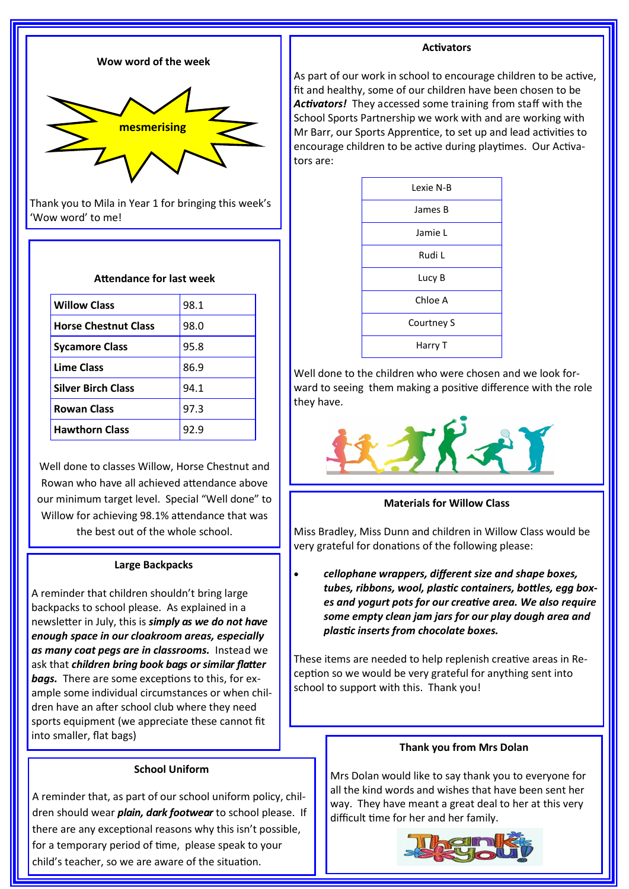## Wow word of the week

mesmerising

Thank you to Mila in Year 1 for bringing this week's 'Wow word' to me!

## Attendance for last week

| | |
|---|---|
| **Willow Class** | 98.1 |
| **Horse Chestnut Class** | 98.0 |
| **Sycamore Class** | 95.8 |
| **Lime Class** | 86.9 |
| **Silver Birch Class** | 94.1 |
| **Rowan Class** | 97.3 |
| **Hawthorn Class** | 92.9 |

Well done to classes Willow, Horse Chestnut and Rowan who have all achieved attendance above our minimum target level. Special "Well done" to Willow for achieving 98.1% attendance that was the best out of the whole school.

## Large Backpacks

A reminder that children shouldn't bring large backpacks to school please. As explained in a newsletter in July, this is ***simply as we do not have enough space in our cloakroom areas, especially as many coat pegs are in classrooms.*** Instead we ask that ***children bring book bags or similar flatter bags.*** There are some exceptions to this, for example some individual circumstances or when children have an after school club where they need sports equipment (we appreciate these cannot fit into smaller, flat bags)

## School Uniform

A reminder that, as part of our school uniform policy, children should wear ***plain, dark footwear*** to school please. If there are any exceptional reasons why this isn't possible, for a temporary period of time, please speak to your child's teacher, so we are aware of the situation.

## Activators

As part of our work in school to encourage children to be active, fit and healthy, some of our children have been chosen to be ***Activators!*** They accessed some training from staff with the School Sports Partnership we work with and are working with Mr Barr, our Sports Apprentice, to set up and lead activities to encourage children to be active during playtimes. Our Activators are:

| |
|---|
| Lexie N-B |
| James B |
| Jamie L |
| Rudi L |
| Lucy B |
| Chloe A |
| Courtney S |
| Harry T |

Well done to the children who were chosen and we look forward to seeing them making a positive difference with the role they have.

## Materials for Willow Class

Miss Bradley, Miss Dunn and children in Willow Class would be very grateful for donations of the following please:

- ***cellophane wrappers, different size and shape boxes, tubes, ribbons, wool, plastic containers, bottles, egg boxes and yogurt pots for our creative area. We also require some empty clean jam jars for our play dough area and plastic inserts from chocolate boxes.***

These items are needed to help replenish creative areas in Reception so we would be very grateful for anything sent into school to support with this. Thank you!

## Thank you from Mrs Dolan

Mrs Dolan would like to say thank you to everyone for all the kind words and wishes that have been sent her way. They have meant a great deal to her at this very difficult time for her and her family.